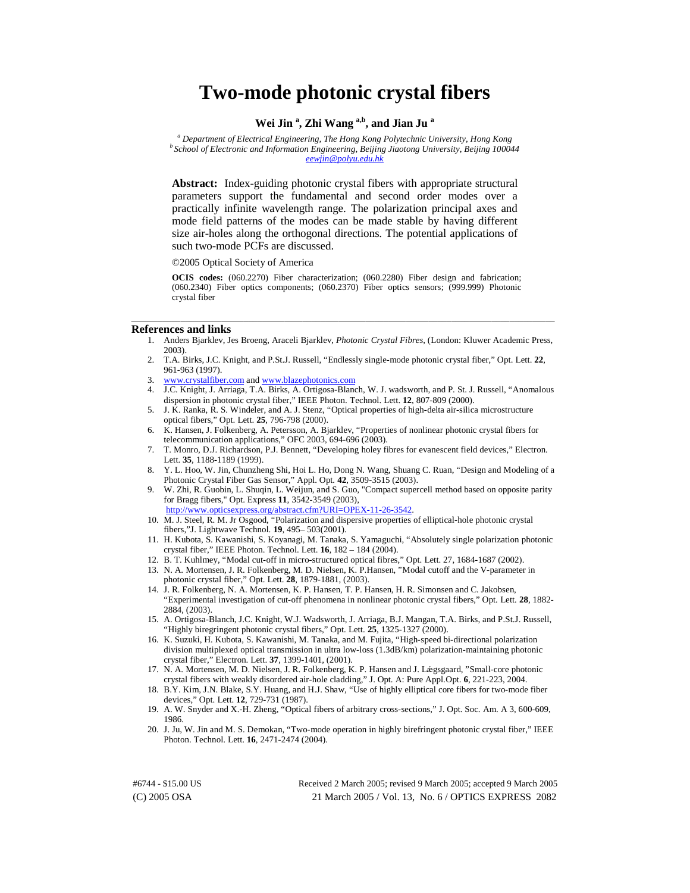# Two-mode photonic crystal fibers

**Wei Jin [a], Zhi Wang [a,b], and Jian Ju [a]**

*[a] Department of Electrical Engineering, The Hong Kong Polytechnic University, Hong Kong*
*[b] School of Electronic and Information Engineering, Beijing Jiaotong University, Beijing 100044*
*eewjin@polyu.edu.hk*

**Abstract:** Index-guiding photonic crystal fibers with appropriate structural parameters support the fundamental and second order modes over a practically infinite wavelength range. The polarization principal axes and mode field patterns of the modes can be made stable by having different size air-holes along the orthogonal directions. The potential applications of such two-mode PCFs are discussed.

©2005 Optical Society of America

**OCIS codes:** (060.2270) Fiber characterization; (060.2280) Fiber design and fabrication; (060.2340) Fiber optics components; (060.2370) Fiber optics sensors; (999.999) Photonic crystal fiber

---

## References and links

1. Anders Bjarklev, Jes Broeng, Araceli Bjarklev, *Photonic Crystal Fibres*, (London: Kluwer Academic Press, 2003).
2. T.A. Birks, J.C. Knight, and P.St.J. Russell, "Endlessly single-mode photonic crystal fiber," Opt. Lett. **22**, 961-963 (1997).
3. www.crystalfiber.com and www.blazephotonics.com
4. J.C. Knight, J. Arriaga, T.A. Birks, A. Ortigosa-Blanch, W. J. wadsworth, and P. St. J. Russell, "Anomalous dispersion in photonic crystal fiber," IEEE Photon. Technol. Lett. **12**, 807-809 (2000).
5. J. K. Ranka, R. S. Windeler, and A. J. Stenz, "Optical properties of high-delta air-silica microstructure optical fibers," Opt. Lett. **25**, 796-798 (2000).
6. K. Hansen, J. Folkenberg, A. Petersson, A. Bjarklev, "Properties of nonlinear photonic crystal fibers for telecommunication applications," OFC 2003, 694-696 (2003).
7. T. Monro, D.J. Richardson, P.J. Bennett, "Developing holey fibres for evanescent field devices," Electron. Lett. **35**, 1188-1189 (1999).
8. Y. L. Hoo, W. Jin, Chunzheng Shi, Hoi L. Ho, Dong N. Wang, Shuang C. Ruan, "Design and Modeling of a Photonic Crystal Fiber Gas Sensor," Appl. Opt. **42**, 3509-3515 (2003).
9. W. Zhi, R. Guobin, L. Shuqin, L. Weijun, and S. Guo, "Compact supercell method based on opposite parity for Bragg fibers," Opt. Express **11**, 3542-3549 (2003), http://www.opticsexpress.org/abstract.cfm?URI=OPEX-11-26-3542.
10. M. J. Steel, R. M. Jr Osgood, "Polarization and dispersive properties of elliptical-hole photonic crystal fibers,"J. Lightwave Technol. **19**, 495– 503(2001).
11. H. Kubota, S. Kawanishi, S. Koyanagi, M. Tanaka, S. Yamaguchi, "Absolutely single polarization photonic crystal fiber," IEEE Photon. Technol. Lett. **16**, 182 – 184 (2004).
12. B. T. Kuhlmey, "Modal cut-off in micro-structured optical fibres," Opt. Lett. 27, 1684-1687 (2002).
13. N. A. Mortensen, J. R. Folkenberg, M. D. Nielsen, K. P.Hansen, "Modal cutoff and the V-parameter in photonic crystal fiber," Opt. Lett. **28**, 1879-1881, (2003).
14. J. R. Folkenberg, N. A. Mortensen, K. P. Hansen, T. P. Hansen, H. R. Simonsen and C. Jakobsen, "Experimental investigation of cut-off phenomena in nonlinear photonic crystal fibers," Opt. Lett. **28**, 1882-2884, (2003).
15. A. Ortigosa-Blanch, J.C. Knight, W.J. Wadsworth, J. Arriaga, B.J. Mangan, T.A. Birks, and P.St.J. Russell, "Highly biregringent photonic crystal fibers," Opt. Lett. **25**, 1325-1327 (2000).
16. K. Suzuki, H. Kubota, S. Kawanishi, M. Tanaka, and M. Fujita, "High-speed bi-directional polarization division multiplexed optical transmission in ultra low-loss (1.3dB/km) polarization-maintaining photonic crystal fiber," Electron. Lett. **37**, 1399-1401, (2001).
17. N. A. Mortensen, M. D. Nielsen, J. R. Folkenberg, K. P. Hansen and J. Lægsgaard, "Small-core photonic crystal fibers with weakly disordered air-hole cladding," J. Opt. A: Pure Appl.Opt. **6**, 221-223, 2004.
18. B.Y. Kim, J.N. Blake, S.Y. Huang, and H.J. Shaw, "Use of highly elliptical core fibers for two-mode fiber devices," Opt. Lett. **12**, 729-731 (1987).
19. A. W. Snyder and X.-H. Zheng, "Optical fibers of arbitrary cross-sections," J. Opt. Soc. Am. A 3, 600-609, 1986.
20. J. Ju, W. Jin and M. S. Demokan, "Two-mode operation in highly birefringent photonic crystal fiber," IEEE Photon. Technol. Lett. **16**, 2471-2474 (2004).

#6744 - $15.00 US — Received 2 March 2005; revised 9 March 2005; accepted 9 March 2005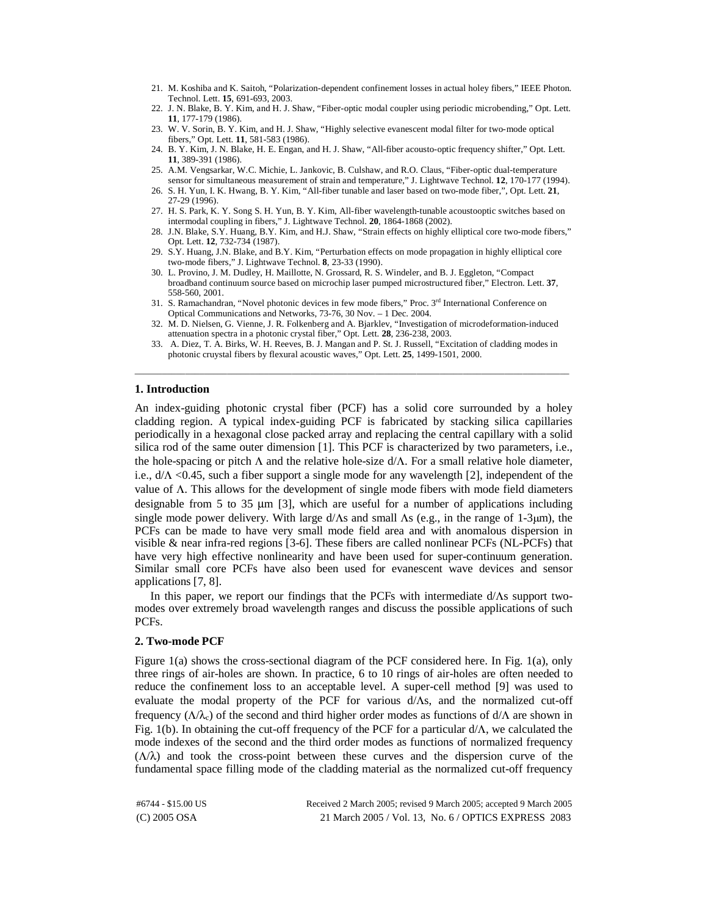21. M. Koshiba and K. Saitoh, "Polarization-dependent confinement losses in actual holey fibers," IEEE Photon. Technol. Lett. **15**, 691-693, 2003.
22. J. N. Blake, B. Y. Kim, and H. J. Shaw, "Fiber-optic modal coupler using periodic microbending," Opt. Lett. **11**, 177-179 (1986).
23. W. V. Sorin, B. Y. Kim, and H. J. Shaw, "Highly selective evanescent modal filter for two-mode optical fibers," Opt. Lett. **11**, 581-583 (1986).
24. B. Y. Kim, J. N. Blake, H. E. Engan, and H. J. Shaw, "All-fiber acousto-optic frequency shifter," Opt. Lett. **11**, 389-391 (1986).
25. A.M. Vengsarkar, W.C. Michie, L. Jankovic, B. Culshaw, and R.O. Claus, "Fiber-optic dual-temperature sensor for simultaneous measurement of strain and temperature," J. Lightwave Technol. **12**, 170-177 (1994).
26. S. H. Yun, I. K. Hwang, B. Y. Kim, "All-fiber tunable and laser based on two-mode fiber,", Opt. Lett. **21**, 27-29 (1996).
27. H. S. Park, K. Y. Song S. H. Yun, B. Y. Kim, All-fiber wavelength-tunable acoustooptic switches based on intermodal coupling in fibers," J. Lightwave Technol. **20**, 1864-1868 (2002).
28. J.N. Blake, S.Y. Huang, B.Y. Kim, and H.J. Shaw, "Strain effects on highly elliptical core two-mode fibers," Opt. Lett. **12**, 732-734 (1987).
29. S.Y. Huang, J.N. Blake, and B.Y. Kim, "Perturbation effects on mode propagation in highly elliptical core two-mode fibers," J. Lightwave Technol. **8**, 23-33 (1990).
30. L. Provino, J. M. Dudley, H. Maillotte, N. Grossard, R. S. Windeler, and B. J. Eggleton, "Compact broadband continuum source based on microchip laser pumped microstructured fiber," Electron. Lett. **37**, 558-560, 2001.
31. S. Ramachandran, "Novel photonic devices in few mode fibers," Proc. 3rd International Conference on Optical Communications and Networks, 73-76, 30 Nov. – 1 Dec. 2004.
32. M. D. Nielsen, G. Vienne, J. R. Folkenberg and A. Bjarklev, "Investigation of microdeformation-induced attenuation spectra in a photonic crystal fiber," Opt. Lett. **28**, 236-238, 2003.
33. A. Diez, T. A. Birks, W. H. Reeves, B. J. Mangan and P. St. J. Russell, "Excitation of cladding modes in photonic cruystal fibers by flexural acoustic waves," Opt. Lett. **25**, 1499-1501, 2000.

---

## 1. Introduction

An index-guiding photonic crystal fiber (PCF) has a solid core surrounded by a holey cladding region. A typical index-guiding PCF is fabricated by stacking silica capillaries periodically in a hexagonal close packed array and replacing the central capillary with a solid silica rod of the same outer dimension [1]. This PCF is characterized by two parameters, i.e., the hole-spacing or pitch $\Lambda$ and the relative hole-size $d/\Lambda$. For a small relative hole diameter, i.e., $d/\Lambda < 0.45$, such a fiber support a single mode for any wavelength [2], independent of the value of $\Lambda$. This allows for the development of single mode fibers with mode field diameters designable from 5 to 35 μm [3], which are useful for a number of applications including single mode power delivery. With large $d/\Lambda$s and small $\Lambda$s (e.g., in the range of 1-3μm), the PCFs can be made to have very small mode field area and with anomalous dispersion in visible & near infra-red regions [3-6]. These fibers are called nonlinear PCFs (NL-PCFs) that have very high effective nonlinearity and have been used for super-continuum generation. Similar small core PCFs have also been used for evanescent wave devices and sensor applications [7, 8].

In this paper, we report our findings that the PCFs with intermediate $d/\Lambda$s support two-modes over extremely broad wavelength ranges and discuss the possible applications of such PCFs.

## 2. Two-mode PCF

Figure 1(a) shows the cross-sectional diagram of the PCF considered here. In Fig. 1(a), only three rings of air-holes are shown. In practice, 6 to 10 rings of air-holes are often needed to reduce the confinement loss to an acceptable level. A super-cell method [9] was used to evaluate the modal property of the PCF for various $d/\Lambda$s, and the normalized cut-off frequency ($\Lambda/\lambda_c$) of the second and third higher order modes as functions of $d/\Lambda$ are shown in Fig. 1(b). In obtaining the cut-off frequency of the PCF for a particular $d/\Lambda$, we calculated the mode indexes of the second and the third order modes as functions of normalized frequency ($\Lambda/\lambda$) and took the cross-point between these curves and the dispersion curve of the fundamental space filling mode of the cladding material as the normalized cut-off frequency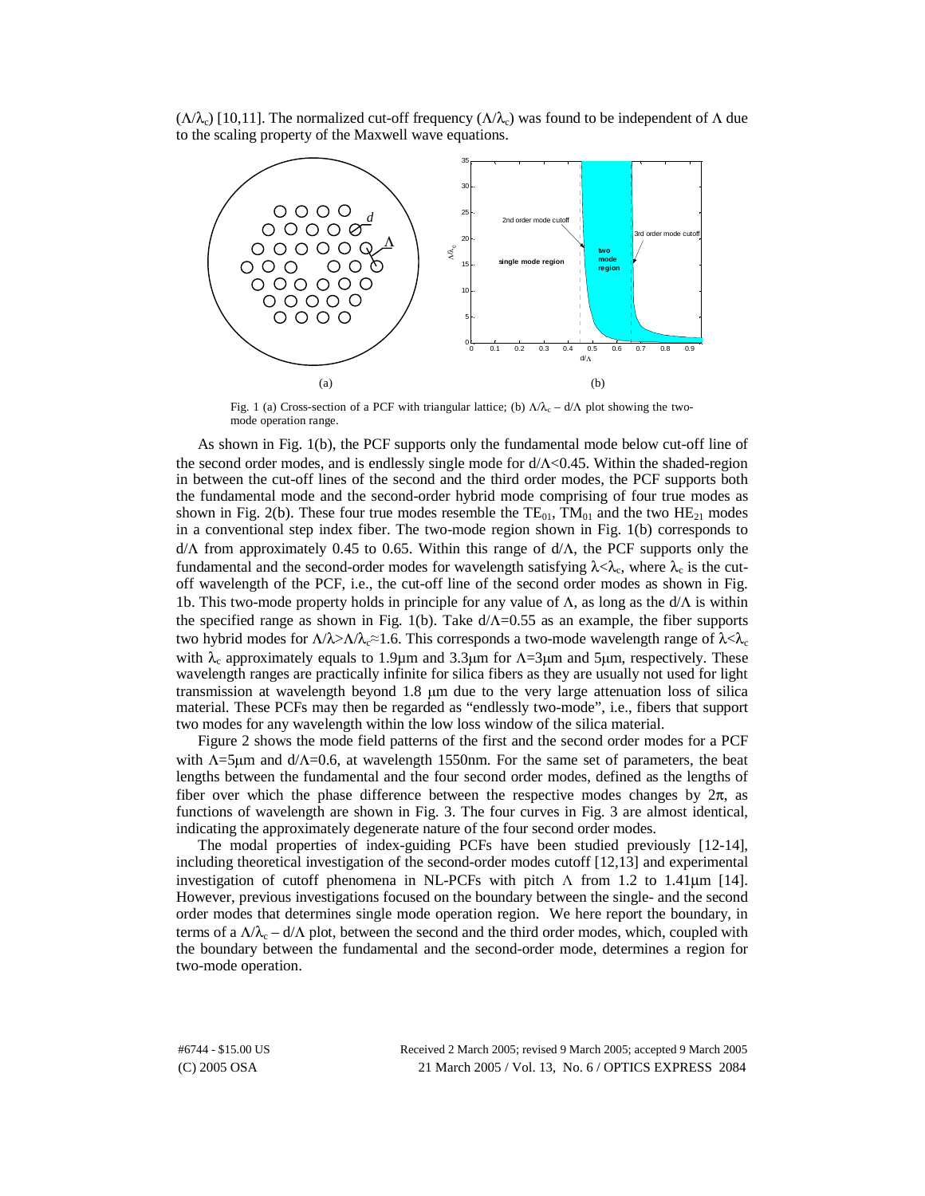($\Lambda/\lambda_c$) [10,11]. The normalized cut-off frequency ($\Lambda/\lambda_c$) was found to be independent of $\Lambda$ due to the scaling property of the Maxwell wave equations.

Fig. 1 (a) Cross-section of a PCF with triangular lattice; (b) $\Lambda/\lambda_c$ – $d/\Lambda$ plot showing the two-mode operation range.

As shown in Fig. 1(b), the PCF supports only the fundamental mode below cut-off line of the second order modes, and is endlessly single mode for $d/\Lambda<0.45$. Within the shaded-region in between the cut-off lines of the second and the third order modes, the PCF supports both the fundamental mode and the second-order hybrid mode comprising of four true modes as shown in Fig. 2(b). These four true modes resemble the $TE_{01}$, $TM_{01}$ and the two $HE_{21}$ modes in a conventional step index fiber. The two-mode region shown in Fig. 1(b) corresponds to $d/\Lambda$ from approximately 0.45 to 0.65. Within this range of $d/\Lambda$, the PCF supports only the fundamental and the second-order modes for wavelength satisfying $\lambda<\lambda_c$, where $\lambda_c$ is the cut-off wavelength of the PCF, i.e., the cut-off line of the second order modes as shown in Fig. 1b. This two-mode property holds in principle for any value of $\Lambda$, as long as the $d/\Lambda$ is within the specified range as shown in Fig. 1(b). Take $d/\Lambda=0.55$ as an example, the fiber supports two hybrid modes for $\Lambda/\lambda>\Lambda/\lambda_c\approx1.6$. This corresponds a two-mode wavelength range of $\lambda<\lambda_c$ with $\lambda_c$ approximately equals to 1.9μm and 3.3μm for $\Lambda$=3μm and 5μm, respectively. These wavelength ranges are practically infinite for silica fibers as they are usually not used for light transmission at wavelength beyond 1.8 μm due to the very large attenuation loss of silica material. These PCFs may then be regarded as "endlessly two-mode", i.e., fibers that support two modes for any wavelength within the low loss window of the silica material.

Figure 2 shows the mode field patterns of the first and the second order modes for a PCF with $\Lambda$=5μm and $d/\Lambda=0.6$, at wavelength 1550nm. For the same set of parameters, the beat lengths between the fundamental and the four second order modes, defined as the lengths of fiber over which the phase difference between the respective modes changes by $2\pi$, as functions of wavelength are shown in Fig. 3. The four curves in Fig. 3 are almost identical, indicating the approximately degenerate nature of the four second order modes.

The modal properties of index-guiding PCFs have been studied previously [12-14], including theoretical investigation of the second-order modes cutoff [12,13] and experimental investigation of cutoff phenomena in NL-PCFs with pitch $\Lambda$ from 1.2 to 1.41μm [14]. However, previous investigations focused on the boundary between the single- and the second order modes that determines single mode operation region. We here report the boundary, in terms of a $\Lambda/\lambda_c$ – $d/\Lambda$ plot, between the second and the third order modes, which, coupled with the boundary between the fundamental and the second-order mode, determines a region for two-mode operation.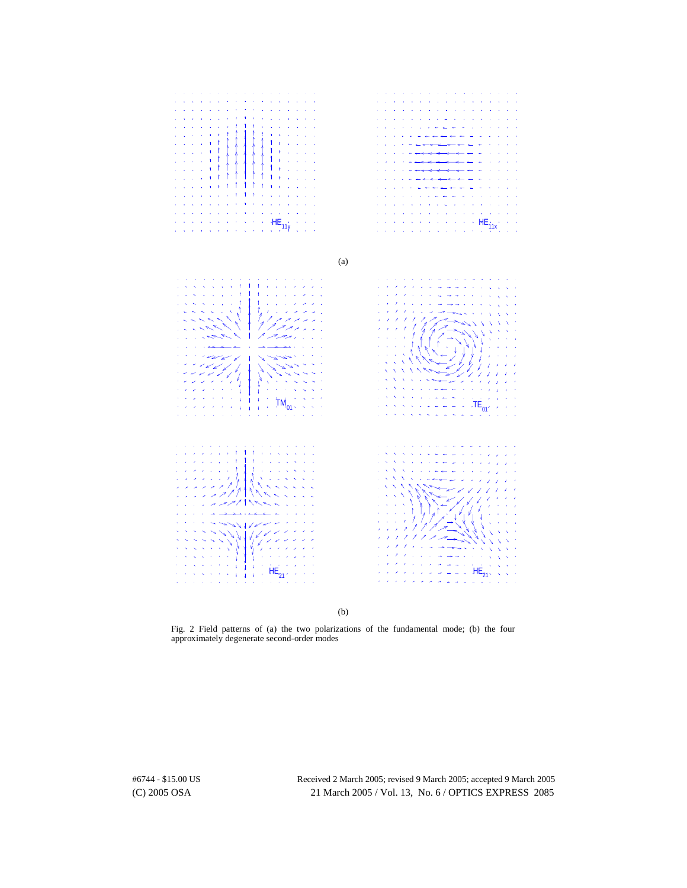(a)

(b)

Fig. 2 Field patterns of (a) the two polarizations of the fundamental mode; (b) the four approximately degenerate second-order modes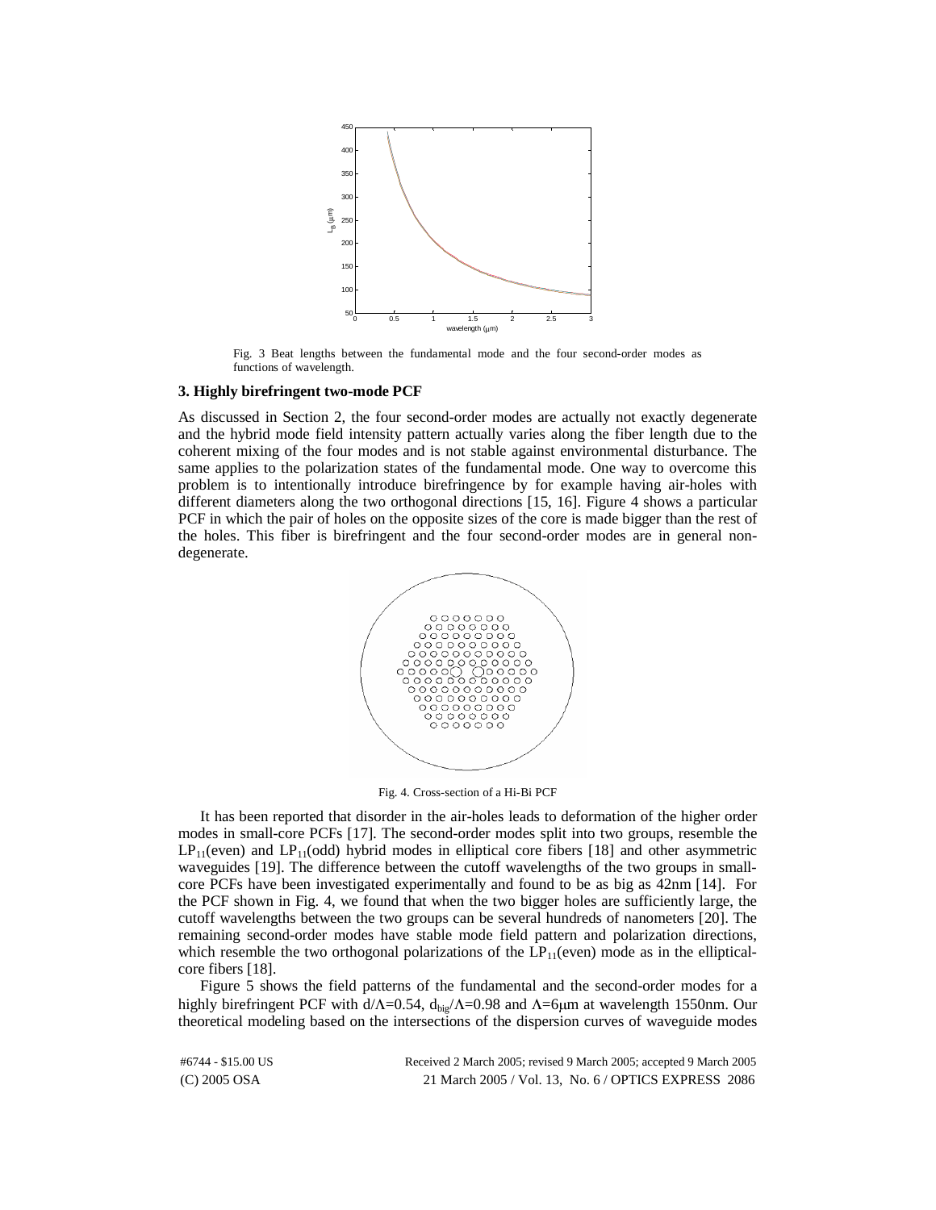Fig. 3 Beat lengths between the fundamental mode and the four second-order modes as functions of wavelength.

### 3. Highly birefringent two-mode PCF

As discussed in Section 2, the four second-order modes are actually not exactly degenerate and the hybrid mode field intensity pattern actually varies along the fiber length due to the coherent mixing of the four modes and is not stable against environmental disturbance. The same applies to the polarization states of the fundamental mode. One way to overcome this problem is to intentionally introduce birefringence by for example having air-holes with different diameters along the two orthogonal directions [15, 16]. Figure 4 shows a particular PCF in which the pair of holes on the opposite sizes of the core is made bigger than the rest of the holes. This fiber is birefringent and the four second-order modes are in general non-degenerate.

Fig. 4. Cross-section of a Hi-Bi PCF

It has been reported that disorder in the air-holes leads to deformation of the higher order modes in small-core PCFs [17]. The second-order modes split into two groups, resemble the $LP_{11}$(even) and $LP_{11}$(odd) hybrid modes in elliptical core fibers [18] and other asymmetric waveguides [19]. The difference between the cutoff wavelengths of the two groups in small-core PCFs have been investigated experimentally and found to be as big as 42nm [14]. For the PCF shown in Fig. 4, we found that when the two bigger holes are sufficiently large, the cutoff wavelengths between the two groups can be several hundreds of nanometers [20]. The remaining second-order modes have stable mode field pattern and polarization directions, which resemble the two orthogonal polarizations of the $LP_{11}$(even) mode as in the elliptical-core fibers [18].

Figure 5 shows the field patterns of the fundamental and the second-order modes for a highly birefringent PCF with $d/\Lambda=0.54$, $d_{big}/\Lambda=0.98$ and $\Lambda=6\mu m$ at wavelength 1550nm. Our theoretical modeling based on the intersections of the dispersion curves of waveguide modes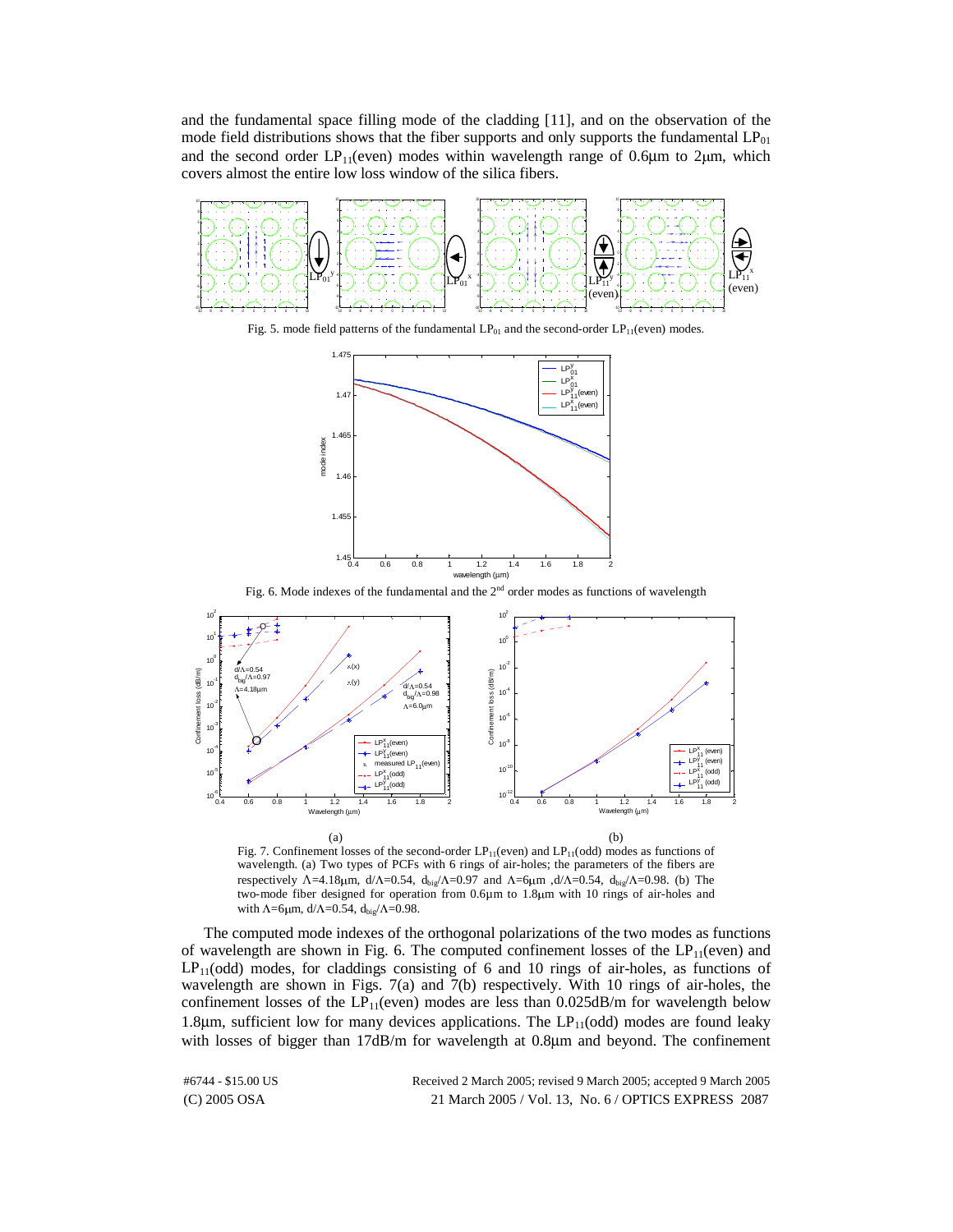and the fundamental space filling mode of the cladding [11], and on the observation of the mode field distributions shows that the fiber supports and only supports the fundamental $LP_{01}$ and the second order $LP_{11}$(even) modes within wavelength range of 0.6μm to 2μm, which covers almost the entire low loss window of the silica fibers.

Fig. 5. mode field patterns of the fundamental $LP_{01}$ and the second-order $LP_{11}$(even) modes.

Fig. 6. Mode indexes of the fundamental and the 2nd order modes as functions of wavelength

Fig. 7. Confinement losses of the second-order $LP_{11}$(even) and $LP_{11}$(odd) modes as functions of wavelength. (a) Two types of PCFs with 6 rings of air-holes; the parameters of the fibers are respectively $\Lambda$=4.18μm, $d/\Lambda$=0.54, $d_{big}/\Lambda$=0.97 and $\Lambda$=6μm, $d/\Lambda$=0.54, $d_{big}/\Lambda$=0.98. (b) The two-mode fiber designed for operation from 0.6μm to 1.8μm with 10 rings of air-holes and with $\Lambda$=6μm, $d/\Lambda$=0.54, $d_{big}/\Lambda$=0.98.

The computed mode indexes of the orthogonal polarizations of the two modes as functions of wavelength are shown in Fig. 6. The computed confinement losses of the $LP_{11}$(even) and $LP_{11}$(odd) modes, for claddings consisting of 6 and 10 rings of air-holes, as functions of wavelength are shown in Figs. 7(a) and 7(b) respectively. With 10 rings of air-holes, the confinement losses of the $LP_{11}$(even) modes are less than 0.025dB/m for wavelength below 1.8μm, sufficient low for many devices applications. The $LP_{11}$(odd) modes are found leaky with losses of bigger than 17dB/m for wavelength at 0.8μm and beyond. The confinement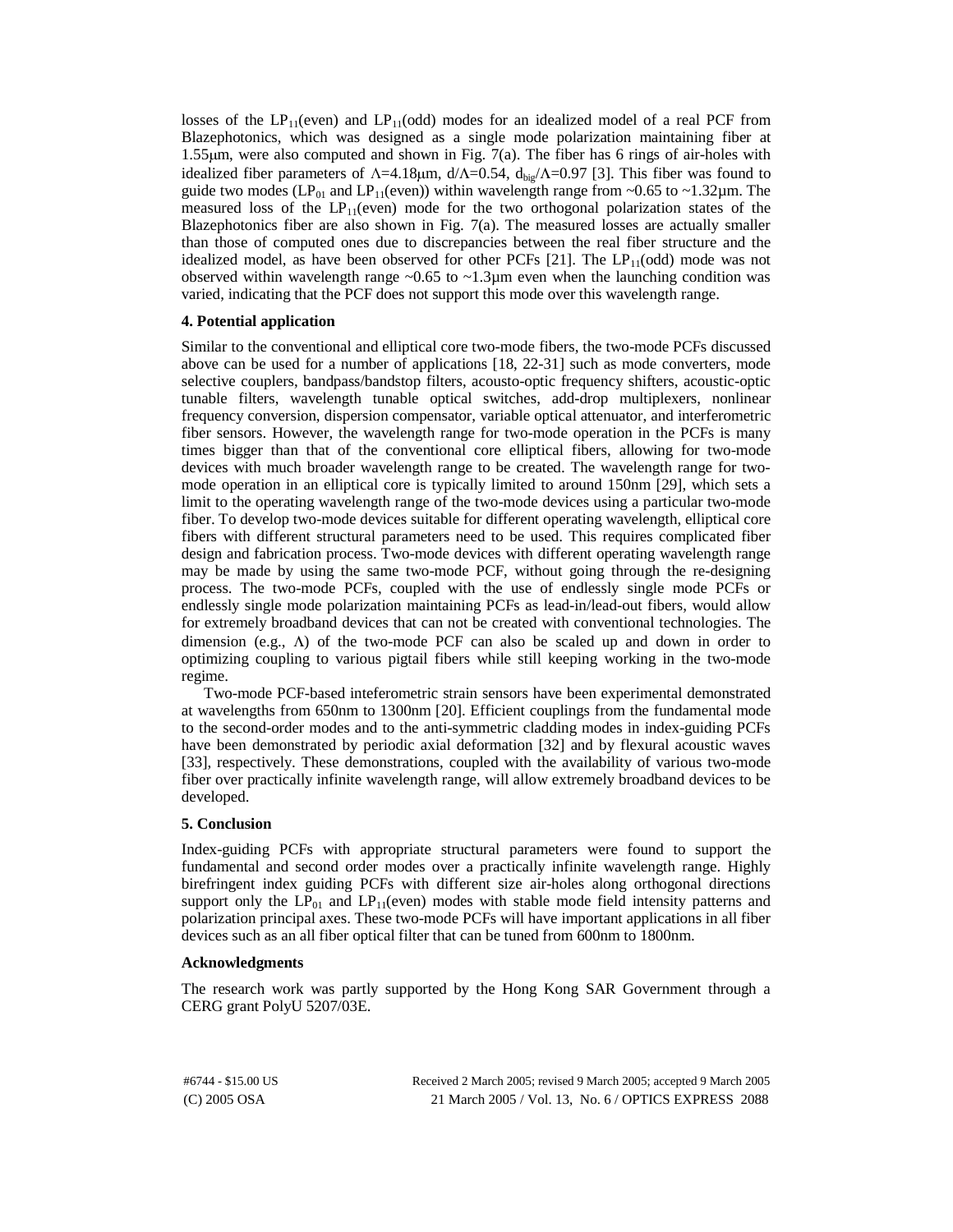losses of the $LP_{11}$(even) and $LP_{11}$(odd) modes for an idealized model of a real PCF from Blazephotonics, which was designed as a single mode polarization maintaining fiber at 1.55μm, were also computed and shown in Fig. 7(a). The fiber has 6 rings of air-holes with idealized fiber parameters of $\Lambda$=4.18μm, $d/\Lambda$=0.54, $d_{big}/\Lambda$=0.97 [3]. This fiber was found to guide two modes ($LP_{01}$ and $LP_{11}$(even)) within wavelength range from ~0.65 to ~1.32μm. The measured loss of the $LP_{11}$(even) mode for the two orthogonal polarization states of the Blazephotonics fiber are also shown in Fig. 7(a). The measured losses are actually smaller than those of computed ones due to discrepancies between the real fiber structure and the idealized model, as have been observed for other PCFs [21]. The $LP_{11}$(odd) mode was not observed within wavelength range ~0.65 to ~1.3μm even when the launching condition was varied, indicating that the PCF does not support this mode over this wavelength range.

## 4. Potential application

Similar to the conventional and elliptical core two-mode fibers, the two-mode PCFs discussed above can be used for a number of applications [18, 22-31] such as mode converters, mode selective couplers, bandpass/bandstop filters, acousto-optic frequency shifters, acoustic-optic tunable filters, wavelength tunable optical switches, add-drop multiplexers, nonlinear frequency conversion, dispersion compensator, variable optical attenuator, and interferometric fiber sensors. However, the wavelength range for two-mode operation in the PCFs is many times bigger than that of the conventional core elliptical fibers, allowing for two-mode devices with much broader wavelength range to be created. The wavelength range for two-mode operation in an elliptical core is typically limited to around 150nm [29], which sets a limit to the operating wavelength range of the two-mode devices using a particular two-mode fiber. To develop two-mode devices suitable for different operating wavelength, elliptical core fibers with different structural parameters need to be used. This requires complicated fiber design and fabrication process. Two-mode devices with different operating wavelength range may be made by using the same two-mode PCF, without going through the re-designing process. The two-mode PCFs, coupled with the use of endlessly single mode PCFs or endlessly single mode polarization maintaining PCFs as lead-in/lead-out fibers, would allow for extremely broadband devices that can not be created with conventional technologies. The dimension (e.g., $\Lambda$) of the two-mode PCF can also be scaled up and down in order to optimizing coupling to various pigtail fibers while still keeping working in the two-mode regime.

Two-mode PCF-based inteferometric strain sensors have been experimental demonstrated at wavelengths from 650nm to 1300nm [20]. Efficient couplings from the fundamental mode to the second-order modes and to the anti-symmetric cladding modes in index-guiding PCFs have been demonstrated by periodic axial deformation [32] and by flexural acoustic waves [33], respectively. These demonstrations, coupled with the availability of various two-mode fiber over practically infinite wavelength range, will allow extremely broadband devices to be developed.

## 5. Conclusion

Index-guiding PCFs with appropriate structural parameters were found to support the fundamental and second order modes over a practically infinite wavelength range. Highly birefringent index guiding PCFs with different size air-holes along orthogonal directions support only the $LP_{01}$ and $LP_{11}$(even) modes with stable mode field intensity patterns and polarization principal axes. These two-mode PCFs will have important applications in all fiber devices such as an all fiber optical filter that can be tuned from 600nm to 1800nm.

## Acknowledgments

The research work was partly supported by the Hong Kong SAR Government through a CERG grant PolyU 5207/03E.

#6744 - $15.00 US (C) 2005 OSA

Received 2 March 2005; revised 9 March 2005; accepted 9 March 2005